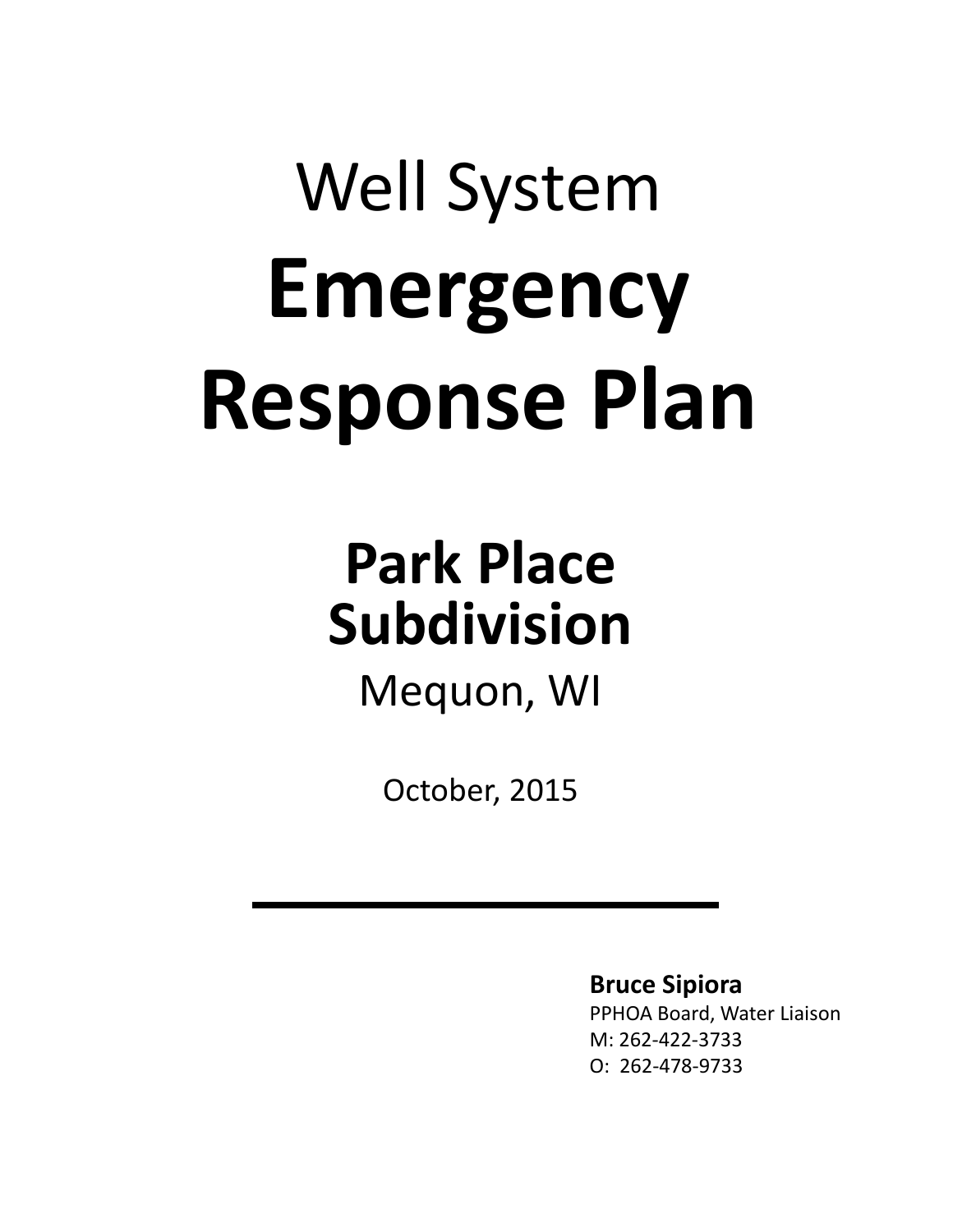# Well System **Emergency Response Plan**

## Park Place Subdivision

Mequon, WI

October, 2015

---

**Bruce Sipiora**
PPHOA Board, Water Liaison
M: 262-422-3733
O: 262-478-9733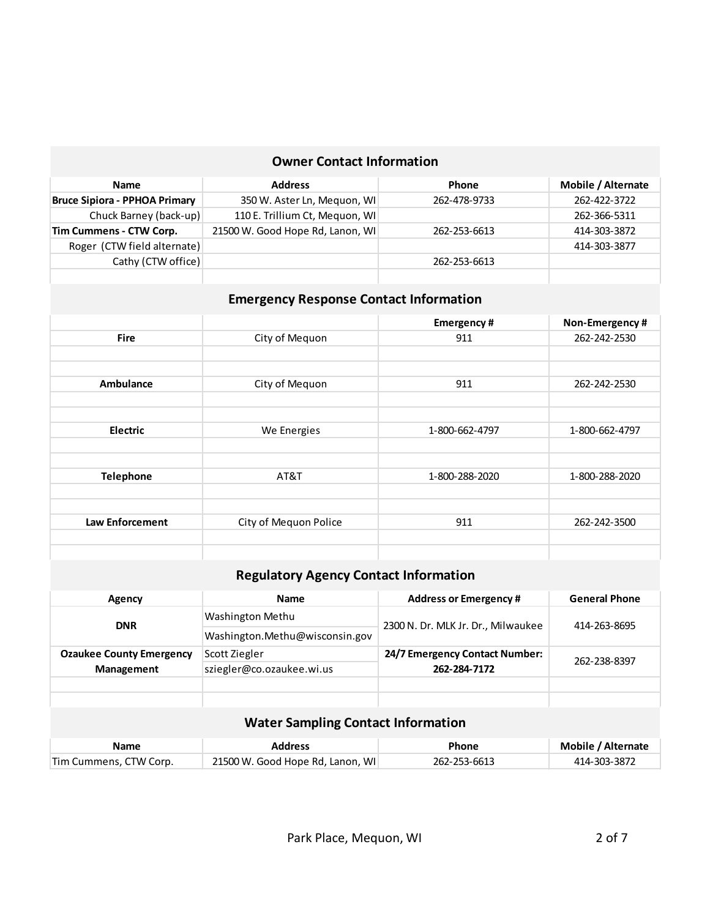## Owner Contact Information

| Name | Address | Phone | Mobile / Alternate |
|---|---|---|---|
| **Bruce Sipiora - PPHOA Primary** | 350 W. Aster Ln, Mequon, WI | 262-478-9733 | 262-422-3722 |
| Chuck Barney (back-up) | 110 E. Trillium Ct, Mequon, WI | | 262-366-5311 |
| **Tim Cummens - CTW Corp.** | 21500 W. Good Hope Rd, Lanon, WI | 262-253-6613 | 414-303-3872 |
| Roger (CTW field alternate) | | | 414-303-3877 |
| Cathy (CTW office) | | 262-253-6613 | |

## Emergency Response Contact Information

| | | Emergency # | Non-Emergency # |
|---|---|---|---|
| **Fire** | City of Mequon | 911 | 262-242-2530 |
| **Ambulance** | City of Mequon | 911 | 262-242-2530 |
| **Electric** | We Energies | 1-800-662-4797 | 1-800-662-4797 |
| **Telephone** | AT&T | 1-800-288-2020 | 1-800-288-2020 |
| **Law Enforcement** | City of Mequon Police | 911 | 262-242-3500 |

## Regulatory Agency Contact Information

| Agency | Name | Address or Emergency # | General Phone |
|---|---|---|---|
| **DNR** | Washington Methu<br>Washington.Methu@wisconsin.gov | 2300 N. Dr. MLK Jr. Dr., Milwaukee | 414-263-8695 |
| **Ozaukee County Emergency Management** | Scott Ziegler<br>sziegler@co.ozaukee.wi.us | **24/7 Emergency Contact Number: 262-284-7172** | 262-238-8397 |

## Water Sampling Contact Information

| Name | Address | Phone | Mobile / Alternate |
|---|---|---|---|
| Tim Cummens, CTW Corp. | 21500 W. Good Hope Rd, Lanon, WI | 262-253-6613 | 414-303-3872 |

Park Place, Mequon, WI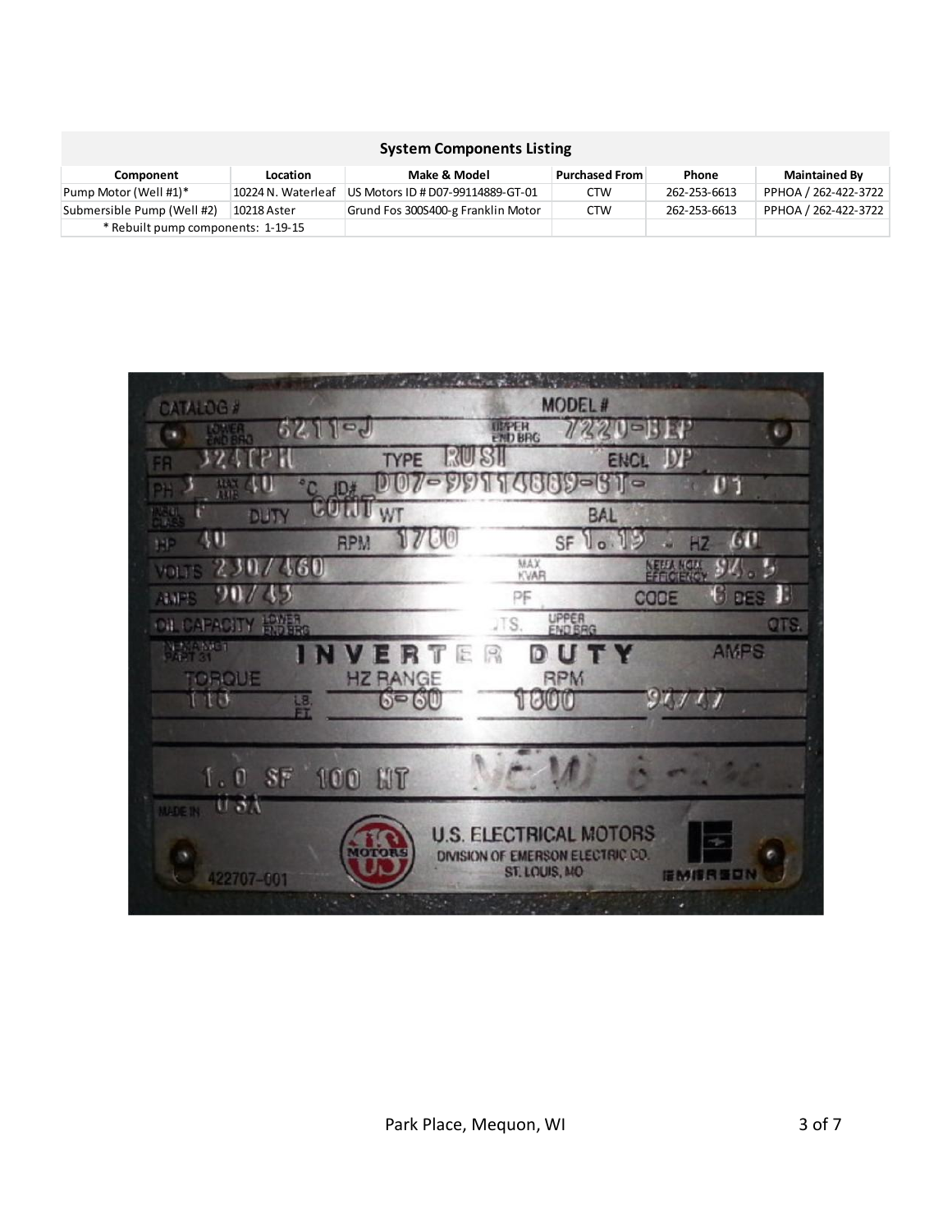| System Components Listing | | | | | |
|---|---|---|---|---|---|
| **Component** | **Location** | **Make & Model** | **Purchased From** | **Phone** | **Maintained By** |
| Pump Motor (Well #1)* | 10224 N. Waterleaf | US Motors ID # D07-99114889-GT-01 | CTW | 262-253-6613 | PPHOA / 262-422-3722 |
| Submersible Pump (Well #2) | 10218 Aster | Grund Fos 300S400-g Franklin Motor | CTW | 262-253-6613 | PPHOA / 262-422-3722 |
| * Rebuilt pump components: 1-19-15 | | | | | |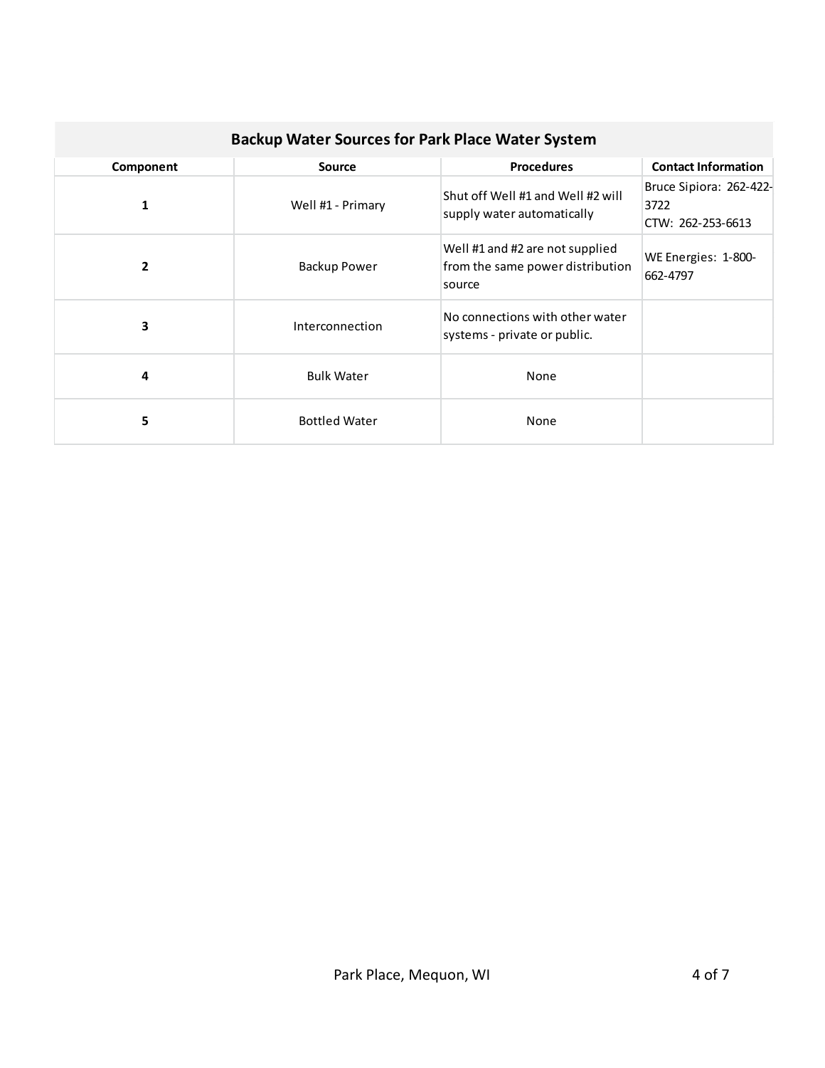| Backup Water Sources for Park Place Water System | | | |
|---|---|---|---|
| **Component** | **Source** | **Procedures** | **Contact Information** |
| **1** | Well #1 - Primary | Shut off Well #1 and Well #2 will supply water automatically | Bruce Sipiora: 262-422-3722<br>CTW: 262-253-6613 |
| **2** | Backup Power | Well #1 and #2 are not supplied from the same power distribution source | WE Energies: 1-800-662-4797 |
| **3** | Interconnection | No connections with other water systems - private or public. | |
| **4** | Bulk Water | None | |
| **5** | Bottled Water | None | |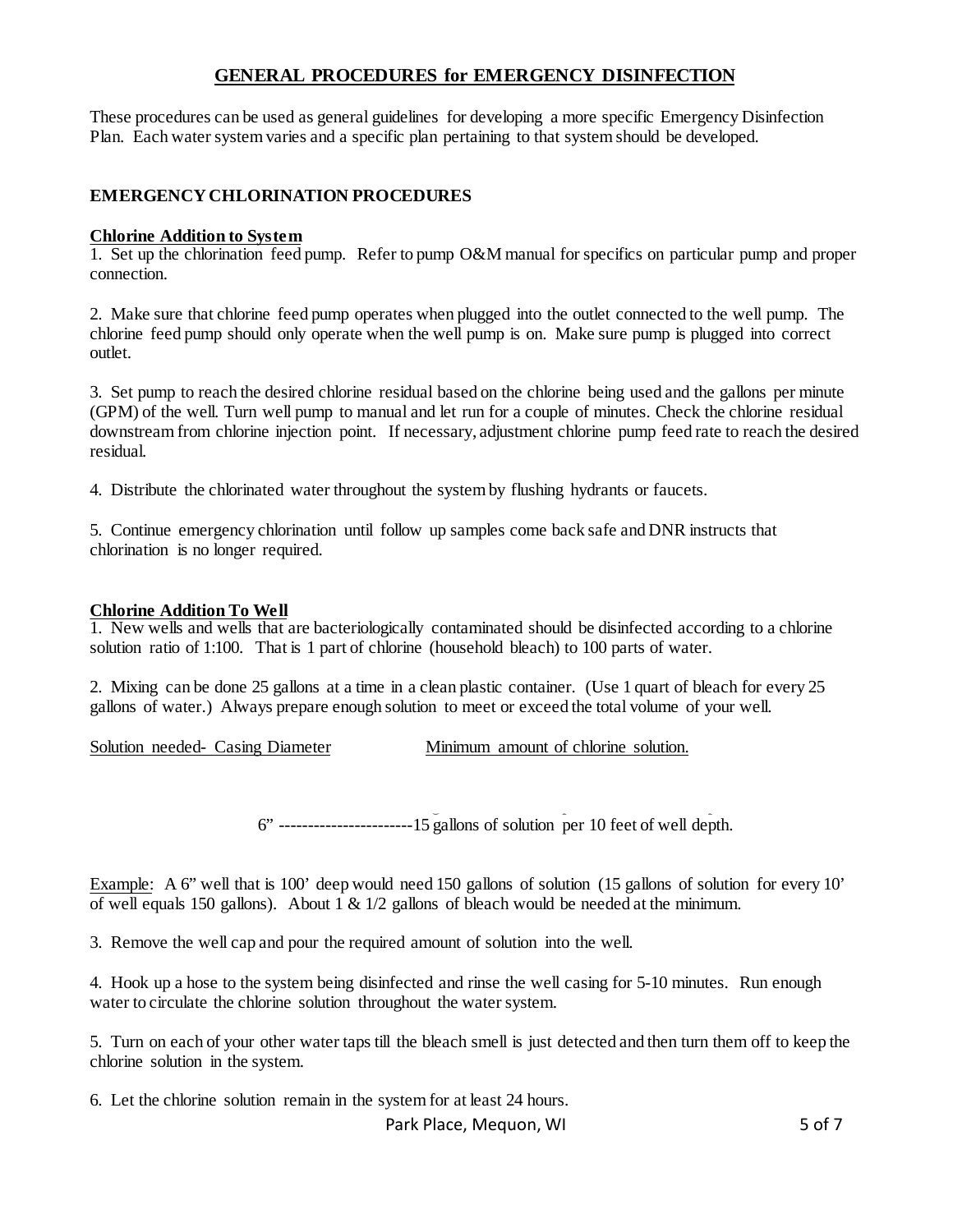## GENERAL PROCEDURES for EMERGENCY DISINFECTION

These procedures can be used as general guidelines for developing a more specific Emergency Disinfection Plan. Each water system varies and a specific plan pertaining to that system should be developed.

### EMERGENCY CHLORINATION PROCEDURES

**Chlorine Addition to System**

1. Set up the chlorination feed pump. Refer to pump O&M manual for specifics on particular pump and proper connection.

2. Make sure that chlorine feed pump operates when plugged into the outlet connected to the well pump. The chlorine feed pump should only operate when the well pump is on. Make sure pump is plugged into correct outlet.

3. Set pump to reach the desired chlorine residual based on the chlorine being used and the gallons per minute (GPM) of the well. Turn well pump to manual and let run for a couple of minutes. Check the chlorine residual downstream from chlorine injection point. If necessary, adjustment chlorine pump feed rate to reach the desired residual.

4. Distribute the chlorinated water throughout the system by flushing hydrants or faucets.

5. Continue emergency chlorination until follow up samples come back safe and DNR instructs that chlorination is no longer required.

**Chlorine Addition To Well**

1. New wells and wells that are bacteriologically contaminated should be disinfected according to a chlorine solution ratio of 1:100. That is 1 part of chlorine (household bleach) to 100 parts of water.

2. Mixing can be done 25 gallons at a time in a clean plastic container. (Use 1 quart of bleach for every 25 gallons of water.) Always prepare enough solution to meet or exceed the total volume of your well.

| Solution needed- Casing Diameter | Minimum amount of chlorine solution. |
| --- | --- |
| 6” | 15 gallons of solution per 10 feet of well depth. |

Example: A 6” well that is 100’ deep would need 150 gallons of solution (15 gallons of solution for every 10’ of well equals 150 gallons). About 1 & 1/2 gallons of bleach would be needed at the minimum.

3. Remove the well cap and pour the required amount of solution into the well.

4. Hook up a hose to the system being disinfected and rinse the well casing for 5-10 minutes. Run enough water to circulate the chlorine solution throughout the water system.

5. Turn on each of your other water taps till the bleach smell is just detected and then turn them off to keep the chlorine solution in the system.

6. Let the chlorine solution remain in the system for at least 24 hours.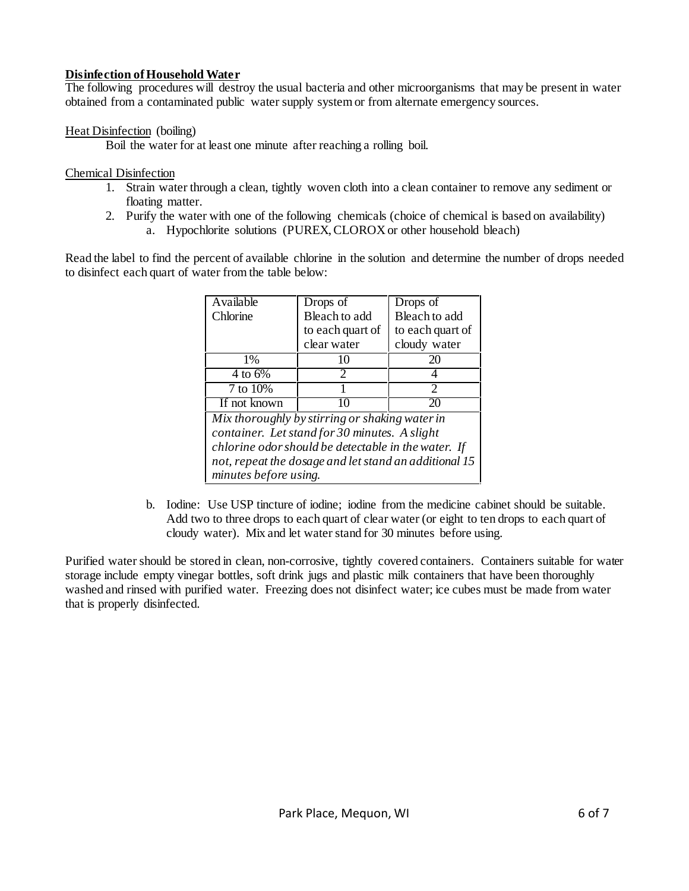**Disinfection of Household Water**

The following procedures will destroy the usual bacteria and other microorganisms that may be present in water obtained from a contaminated public water supply system or from alternate emergency sources.

Heat Disinfection (boiling)

Boil the water for at least one minute after reaching a rolling boil.

Chemical Disinfection

1. Strain water through a clean, tightly woven cloth into a clean container to remove any sediment or floating matter.
2. Purify the water with one of the following chemicals (choice of chemical is based on availability)
    a. Hypochlorite solutions (PUREX, CLOROX or other household bleach)

Read the label to find the percent of available chlorine in the solution and determine the number of drops needed to disinfect each quart of water from the table below:

| Available Chlorine | Drops of Bleach to add to each quart of clear water | Drops of Bleach to add to each quart of cloudy water |
|---|---|---|
| 1% | 10 | 20 |
| 4 to 6% | 2 | 4 |
| 7 to 10% | 1 | 2 |
| If not known | 10 | 20 |
| *Mix thoroughly by stirring or shaking water in container. Let stand for 30 minutes. A slight chlorine odor should be detectable in the water. If not, repeat the dosage and let stand an additional 15 minutes before using.* | | |

b. Iodine: Use USP tincture of iodine; iodine from the medicine cabinet should be suitable. Add two to three drops to each quart of clear water (or eight to ten drops to each quart of cloudy water). Mix and let water stand for 30 minutes before using.

Purified water should be stored in clean, non-corrosive, tightly covered containers. Containers suitable for water storage include empty vinegar bottles, soft drink jugs and plastic milk containers that have been thoroughly washed and rinsed with purified water. Freezing does not disinfect water; ice cubes must be made from water that is properly disinfected.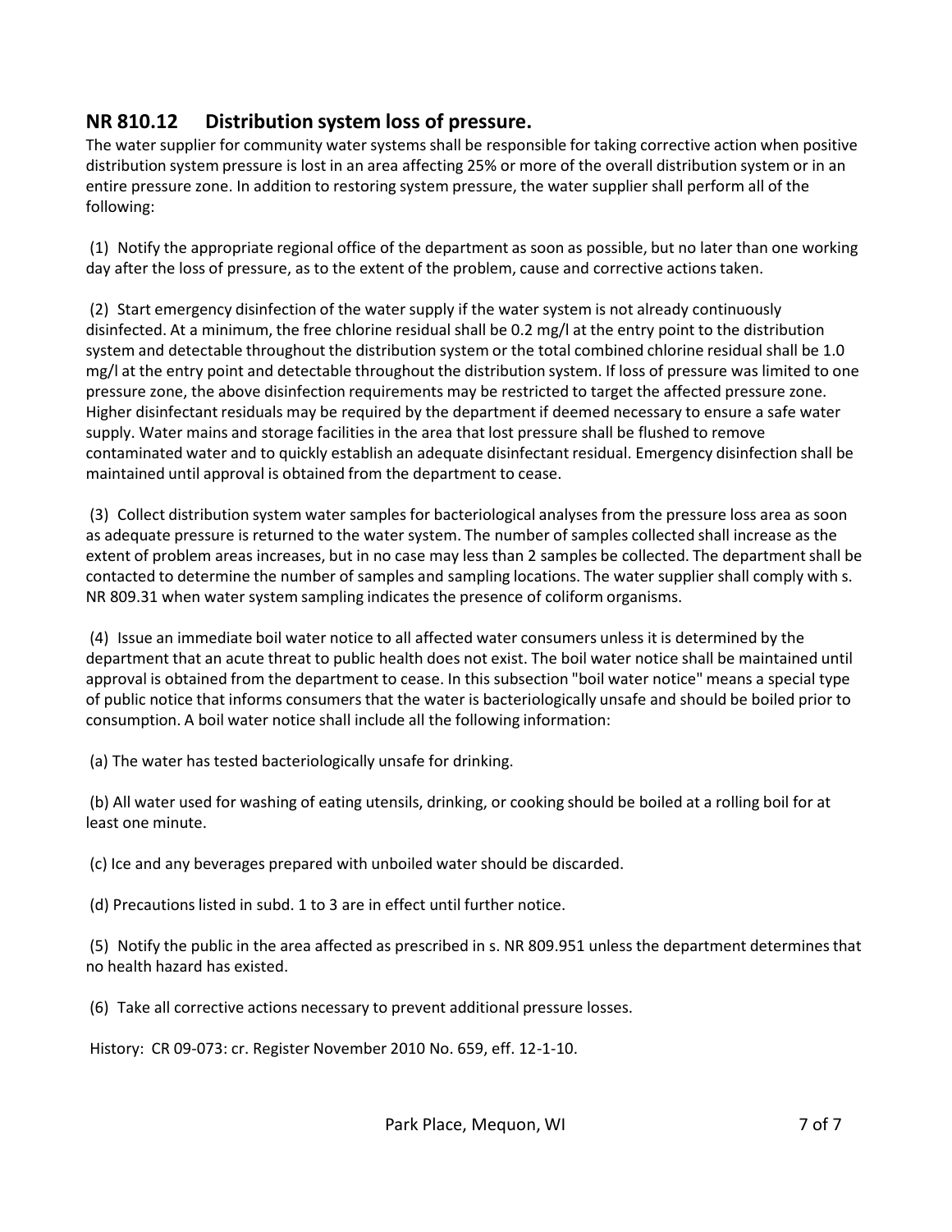## NR 810.12 Distribution system loss of pressure.

The water supplier for community water systems shall be responsible for taking corrective action when positive distribution system pressure is lost in an area affecting 25% or more of the overall distribution system or in an entire pressure zone. In addition to restoring system pressure, the water supplier shall perform all of the following:

(1) Notify the appropriate regional office of the department as soon as possible, but no later than one working day after the loss of pressure, as to the extent of the problem, cause and corrective actions taken.

(2) Start emergency disinfection of the water supply if the water system is not already continuously disinfected. At a minimum, the free chlorine residual shall be 0.2 mg/l at the entry point to the distribution system and detectable throughout the distribution system or the total combined chlorine residual shall be 1.0 mg/l at the entry point and detectable throughout the distribution system. If loss of pressure was limited to one pressure zone, the above disinfection requirements may be restricted to target the affected pressure zone. Higher disinfectant residuals may be required by the department if deemed necessary to ensure a safe water supply. Water mains and storage facilities in the area that lost pressure shall be flushed to remove contaminated water and to quickly establish an adequate disinfectant residual. Emergency disinfection shall be maintained until approval is obtained from the department to cease.

(3) Collect distribution system water samples for bacteriological analyses from the pressure loss area as soon as adequate pressure is returned to the water system. The number of samples collected shall increase as the extent of problem areas increases, but in no case may less than 2 samples be collected. The department shall be contacted to determine the number of samples and sampling locations. The water supplier shall comply with s. NR 809.31 when water system sampling indicates the presence of coliform organisms.

(4) Issue an immediate boil water notice to all affected water consumers unless it is determined by the department that an acute threat to public health does not exist. The boil water notice shall be maintained until approval is obtained from the department to cease. In this subsection "boil water notice" means a special type of public notice that informs consumers that the water is bacteriologically unsafe and should be boiled prior to consumption. A boil water notice shall include all the following information:

(a) The water has tested bacteriologically unsafe for drinking.

(b) All water used for washing of eating utensils, drinking, or cooking should be boiled at a rolling boil for at least one minute.

(c) Ice and any beverages prepared with unboiled water should be discarded.

(d) Precautions listed in subd. 1 to 3 are in effect until further notice.

(5) Notify the public in the area affected as prescribed in s. NR 809.951 unless the department determines that no health hazard has existed.

(6) Take all corrective actions necessary to prevent additional pressure losses.

History: CR 09-073: cr. Register November 2010 No. 659, eff. 12-1-10.